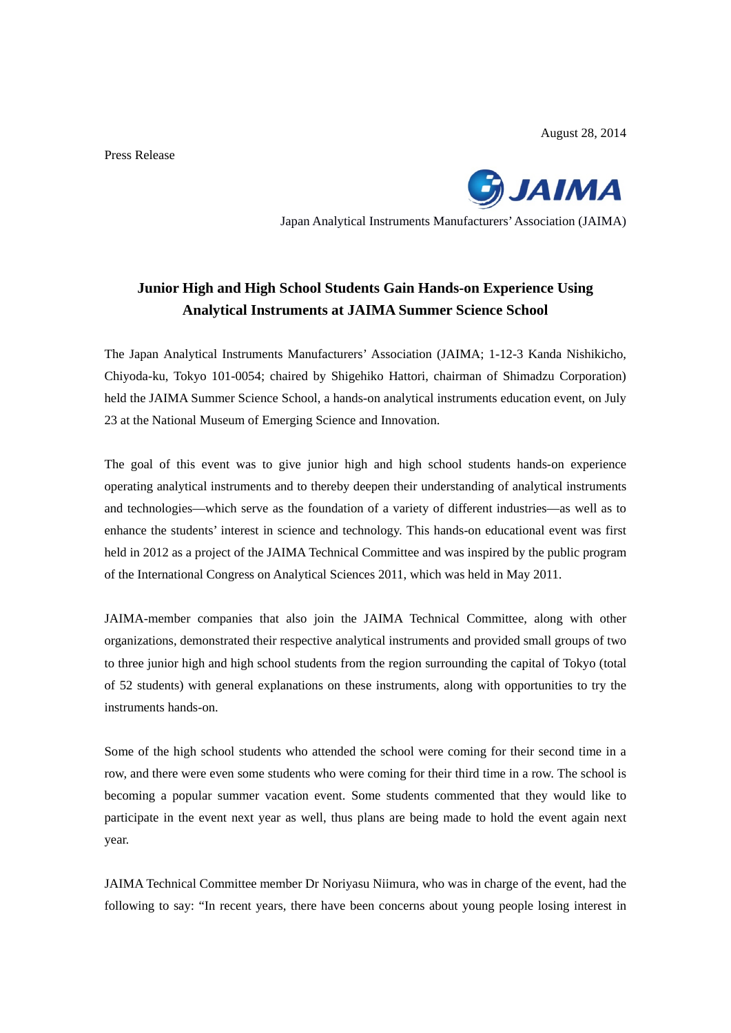August 28, 2014

Press Release

JAIMA

Japan Analytical Instruments Manufacturers' Association (JAIMA)

# Junior High and High School Students Gain Hands-on Experience Using Analytical Instruments at JAIMA Summer Science School

The Japan Analytical Instruments Manufacturers' Association (JAIMA; 1-12-3 Kanda Nishikicho, Chiyoda-ku, Tokyo 101-0054; chaired by Shigehiko Hattori, chairman of Shimadzu Corporation) held the JAIMA Summer Science School, a hands-on analytical instruments education event, on July 23 at the National Museum of Emerging Science and Innovation.

The goal of this event was to give junior high and high school students hands-on experience operating analytical instruments and to thereby deepen their understanding of analytical instruments and technologies—which serve as the foundation of a variety of different industries—as well as to enhance the students' interest in science and technology. This hands-on educational event was first held in 2012 as a project of the JAIMA Technical Committee and was inspired by the public program of the International Congress on Analytical Sciences 2011, which was held in May 2011.

JAIMA-member companies that also join the JAIMA Technical Committee, along with other organizations, demonstrated their respective analytical instruments and provided small groups of two to three junior high and high school students from the region surrounding the capital of Tokyo (total of 52 students) with general explanations on these instruments, along with opportunities to try the instruments hands-on.

Some of the high school students who attended the school were coming for their second time in a row, and there were even some students who were coming for their third time in a row. The school is becoming a popular summer vacation event. Some students commented that they would like to participate in the event next year as well, thus plans are being made to hold the event again next year.

JAIMA Technical Committee member Dr Noriyasu Niimura, who was in charge of the event, had the following to say: "In recent years, there have been concerns about young people losing interest in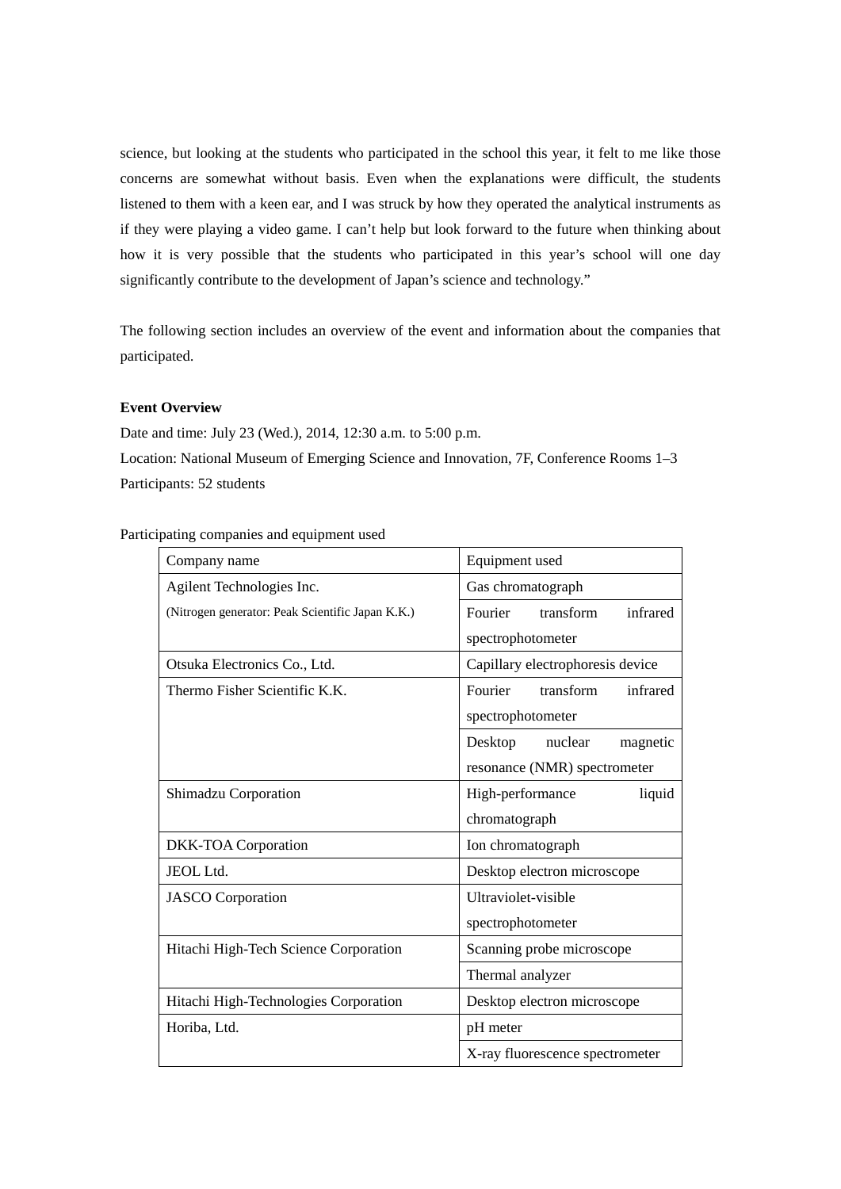science, but looking at the students who participated in the school this year, it felt to me like those concerns are somewhat without basis. Even when the explanations were difficult, the students listened to them with a keen ear, and I was struck by how they operated the analytical instruments as if they were playing a video game. I can’t help but look forward to the future when thinking about how it is very possible that the students who participated in this year’s school will one day significantly contribute to the development of Japan’s science and technology.”

The following section includes an overview of the event and information about the companies that participated.

**Event Overview**

Date and time: July 23 (Wed.), 2014, 12:30 a.m. to 5:00 p.m.

Location: National Museum of Emerging Science and Innovation, 7F, Conference Rooms 1–3

Participants: 52 students

Participating companies and equipment used

| Company name | Equipment used |
|---|---|
| Agilent Technologies Inc. (Nitrogen generator: Peak Scientific Japan K.K.) | Gas chromatograph |
| | Fourier transform infrared spectrophotometer |
| Otsuka Electronics Co., Ltd. | Capillary electrophoresis device |
| Thermo Fisher Scientific K.K. | Fourier transform infrared spectrophotometer |
| | Desktop nuclear magnetic resonance (NMR) spectrometer |
| Shimadzu Corporation | High-performance liquid chromatograph |
| DKK-TOA Corporation | Ion chromatograph |
| JEOL Ltd. | Desktop electron microscope |
| JASCO Corporation | Ultraviolet-visible spectrophotometer |
| Hitachi High-Tech Science Corporation | Scanning probe microscope |
| | Thermal analyzer |
| Hitachi High-Technologies Corporation | Desktop electron microscope |
| Horiba, Ltd. | pH meter |
| | X-ray fluorescence spectrometer |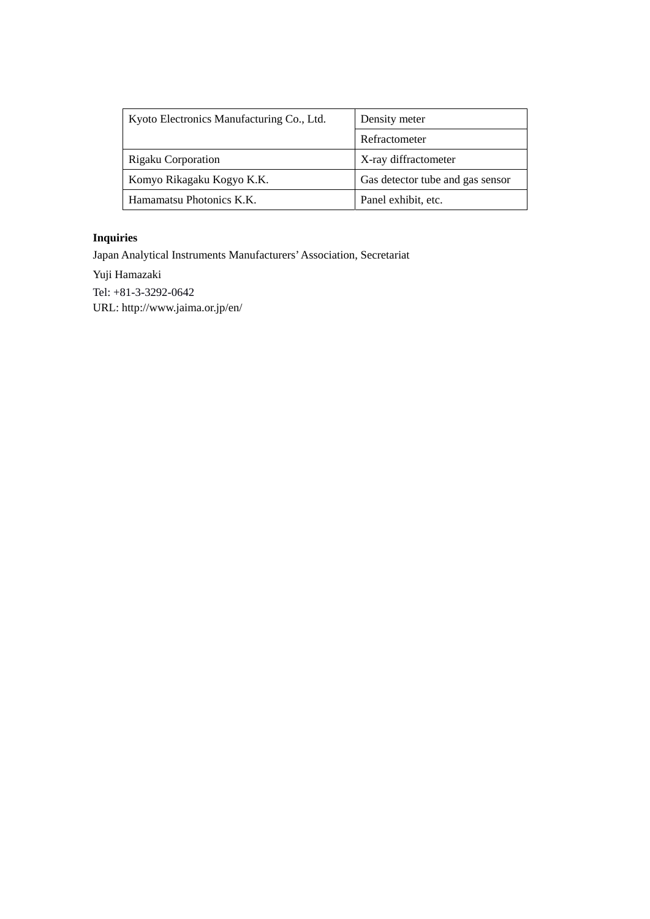| | |
|---|---|
| Kyoto Electronics Manufacturing Co., Ltd. | Density meter |
| | Refractometer |
| Rigaku Corporation | X-ray diffractometer |
| Komyo Rikagaku Kogyo K.K. | Gas detector tube and gas sensor |
| Hamamatsu Photonics K.K. | Panel exhibit, etc. |

**Inquiries**

Japan Analytical Instruments Manufacturers' Association, Secretariat

Yuji Hamazaki

Tel: +81-3-3292-0642

URL: http://www.jaima.or.jp/en/